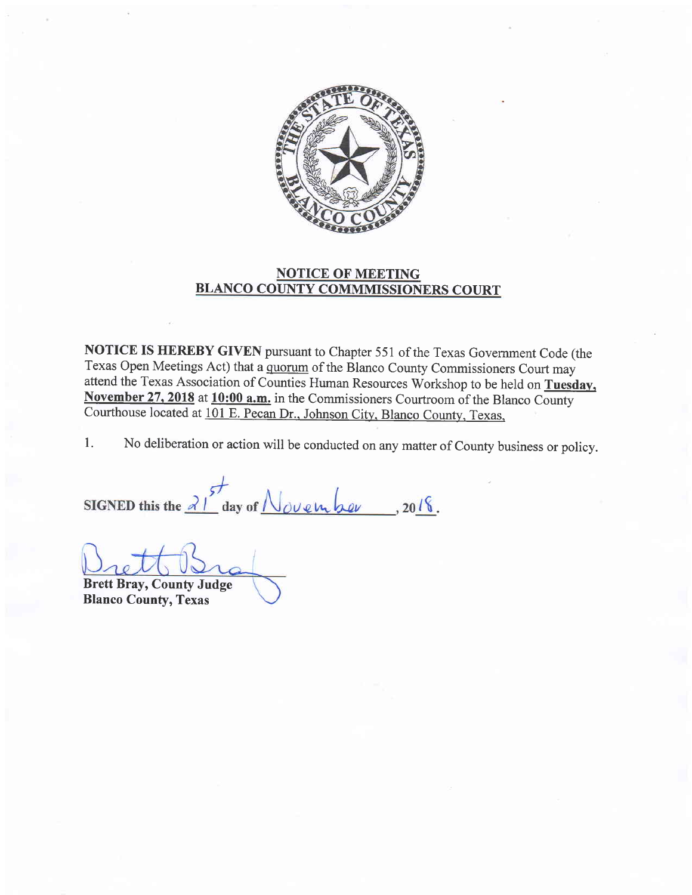## NOTICE OF MEETING
## BLANCO COUNTY COMMMISSIONERS COURT

**NOTICE IS HEREBY GIVEN** pursuant to Chapter 551 of the Texas Government Code (the Texas Open Meetings Act) that a quorum of the Blanco County Commissioners Court may attend the Texas Association of Counties Human Resources Workshop to be held on **Tuesday, November 27, 2018** at **10:00 a.m.** in the Commissioners Courtroom of the Blanco County Courthouse located at 101 E. Pecan Dr., Johnson City, Blanco County, Texas.

1. No deliberation or action will be conducted on any matter of County business or policy.

**SIGNED this the** 21st **day of** November, 2018.

**Brett Bray, County Judge**
**Blanco County, Texas**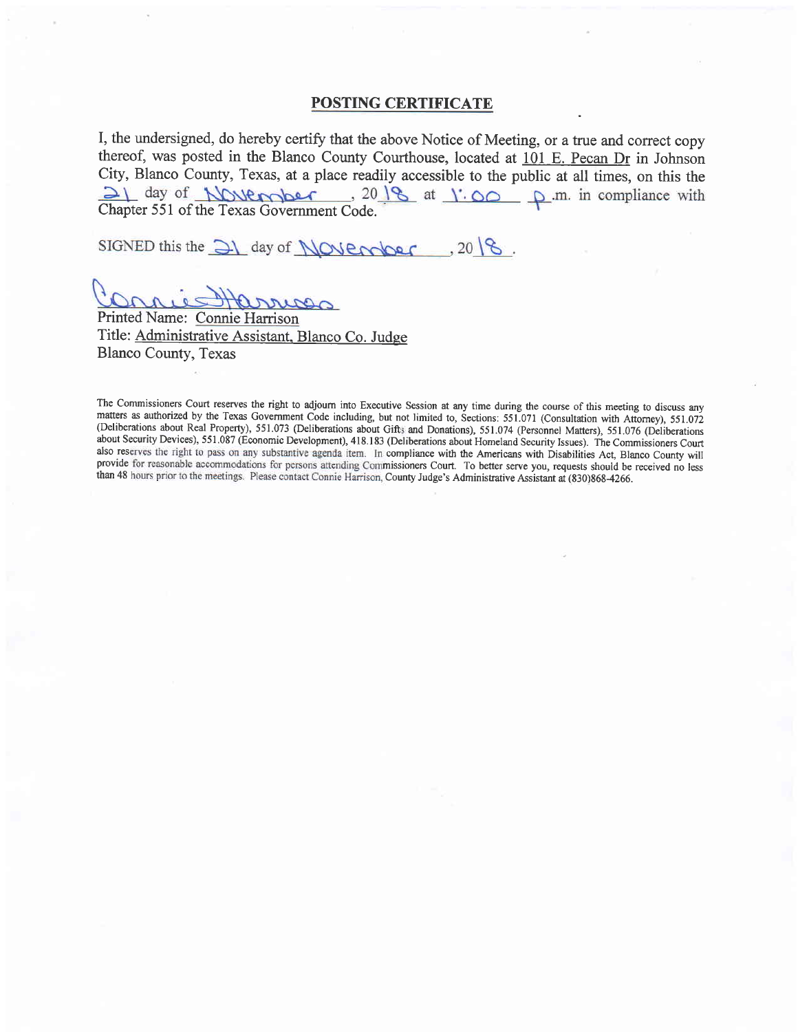## POSTING CERTIFICATE

I, the undersigned, do hereby certify that the above Notice of Meeting, or a true and correct copy thereof, was posted in the Blanco County Courthouse, located at 101 E. Pecan Dr in Johnson City, Blanco County, Texas, at a place readily accessible to the public at all times, on this the 21 day of November, 2018 at 1:00 p.m. in compliance with Chapter 551 of the Texas Government Code.

SIGNED this the 21 day of November, 2018.

Connie Harrison

Printed Name: Connie Harrison
Title: Administrative Assistant, Blanco Co. Judge
Blanco County, Texas

The Commissioners Court reserves the right to adjourn into Executive Session at any time during the course of this meeting to discuss any matters as authorized by the Texas Government Code including, but not limited to, Sections: 551.071 (Consultation with Attorney), 551.072 (Deliberations about Real Property), 551.073 (Deliberations about Gifts and Donations), 551.074 (Personnel Matters), 551.076 (Deliberations about Security Devices), 551.087 (Economic Development), 418.183 (Deliberations about Homeland Security Issues). The Commissioners Court also reserves the right to pass on any substantive agenda item. In compliance with the Americans with Disabilities Act, Blanco County will provide for reasonable accommodations for persons attending Commissioners Court. To better serve you, requests should be received no less than 48 hours prior to the meetings. Please contact Connie Harrison, County Judge's Administrative Assistant at (830)868-4266.